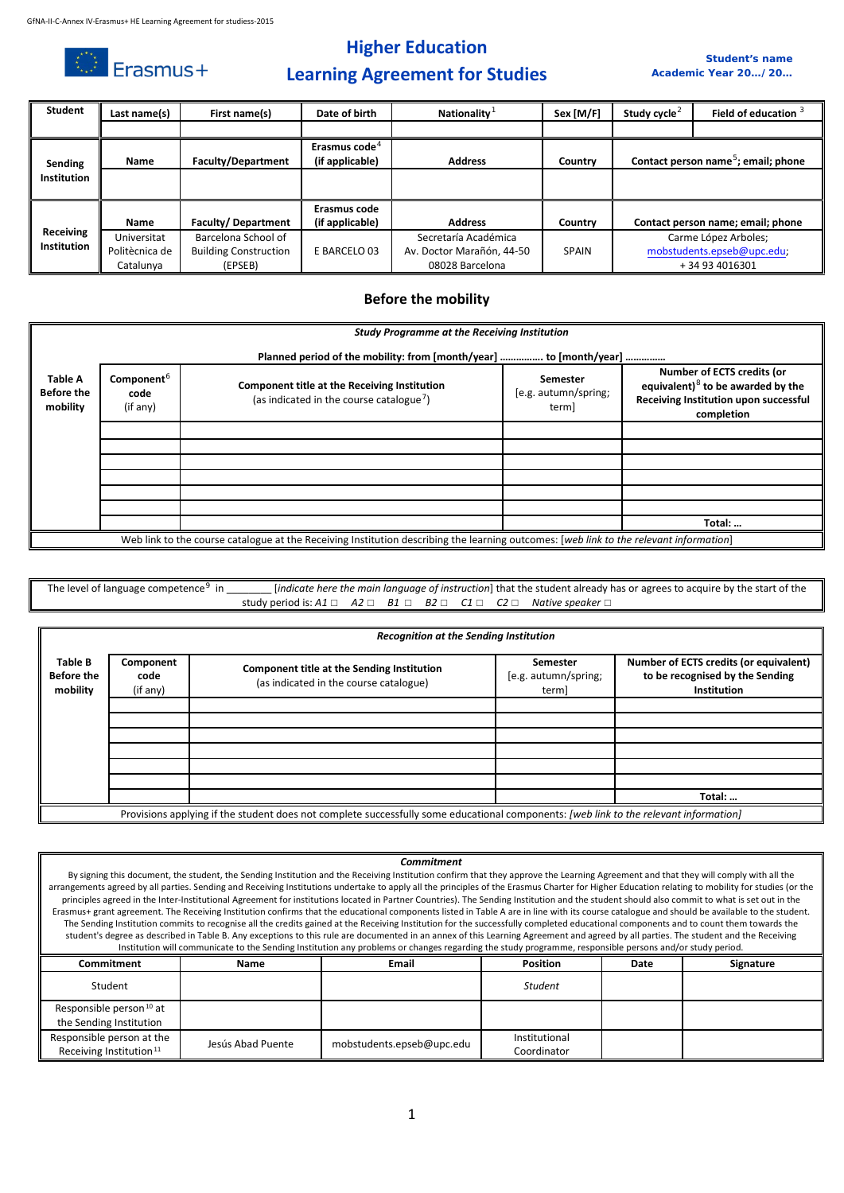GfNA-II-C-Annex IV-Erasmus+ HE Learning Agreement for studiess-2015

Erasmus+

# Higher Education
# Learning Agreement for Studies

**Student's name**
**Academic Year 20…/ 20…**

| Student | Last name(s) | First name(s) | Date of birth | Nationality[1] | Sex [M/F] | Study cycle[2] | Field of education [3] |
|---|---|---|---|---|---|---|---|
| | | | | | | | |
| **Sending Institution** | **Name** | **Faculty/Department** | **Erasmus code[4] (if applicable)** | **Address** | **Country** | **Contact person name[5]; email; phone** | |
| | | | | | | | |
| **Receiving Institution** | **Name** | **Faculty/ Department** | **Erasmus code (if applicable)** | **Address** | **Country** | **Contact person name; email; phone** | |
| | Universitat Politècnica de Catalunya | Barcelona School of Building Construction (EPSEB) | E BARCELO 03 | Secretaría Académica Av. Doctor Marañón, 44-50 08028 Barcelona | SPAIN | Carme López Arboles; mobstudents.epseb@upc.edu; + 34 93 4016301 | |

## Before the mobility

*Study Programme at the Receiving Institution*

**Planned period of the mobility: from [month/year] ……………. to [month/year] …………..**

| Table A Before the mobility | Component[6] code (if any) | Component title at the Receiving Institution (as indicated in the course catalogue[7]) | Semester [e.g. autumn/spring; term] | Number of ECTS credits (or equivalent)[8] to be awarded by the Receiving Institution upon successful completion |
|---|---|---|---|---|
| | | | | |
| | | | | |
| | | | | |
| | | | | |
| | | | | |
| | | | | |
| | | | | Total: … |

Web link to the course catalogue at the Receiving Institution describing the learning outcomes: *[web link to the relevant information]*

The level of language competence[9] in ________ *[indicate here the main language of instruction]* that the student already has or agrees to acquire by the start of the study period is: *A1* □ *A2* □ *B1* □ *B2* □ *C1* □ *C2* □ *Native speaker* □

*Recognition at the Sending Institution*

| Table B Before the mobility | Component code (if any) | Component title at the Sending Institution (as indicated in the course catalogue) | Semester [e.g. autumn/spring; term] | Number of ECTS credits (or equivalent) to be recognised by the Sending Institution |
|---|---|---|---|---|
| | | | | |
| | | | | |
| | | | | |
| | | | | |
| | | | | |
| | | | | |
| | | | | Total: … |

Provisions applying if the student does not complete successfully some educational components: *[web link to the relevant information]*

***Commitment***

By signing this document, the student, the Sending Institution and the Receiving Institution confirm that they approve the Learning Agreement and that they will comply with all the arrangements agreed by all parties. Sending and Receiving Institutions undertake to apply all the principles of the Erasmus Charter for Higher Education relating to mobility for studies (or the principles agreed in the Inter-Institutional Agreement for institutions located in Partner Countries). The Sending Institution and the student should also commit to what is set out in the Erasmus+ grant agreement. The Receiving Institution confirms that the educational components listed in Table A are in line with its course catalogue and should be available to the student. The Sending Institution commits to recognise all the credits gained at the Receiving Institution for the successfully completed educational components and to count them towards the student's degree as described in Table B. Any exceptions to this rule are documented in an annex of this Learning Agreement and agreed by all parties. The student and the Receiving Institution will communicate to the Sending Institution any problems or changes regarding the study programme, responsible persons and/or study period.

| Commitment | Name | Email | Position | Date | Signature |
|---|---|---|---|---|---|
| Student | | | *Student* | | |
| Responsible person[10] at the Sending Institution | | | | | |
| Responsible person at the Receiving Institution[11] | Jesús Abad Puente | mobstudents.epseb@upc.edu | Institutional Coordinator | | |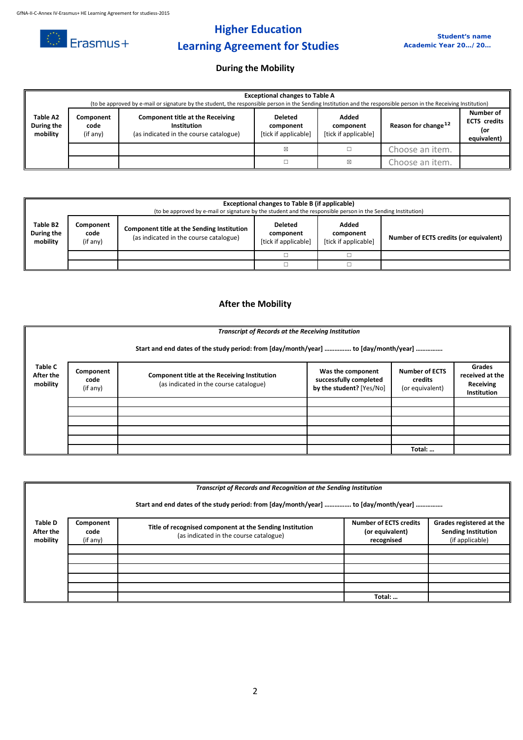# Higher Education Learning Agreement for Studies

**Student's name**
**Academic Year 20…/ 20…**

## During the Mobility

| Table A2 During the mobility | **Exceptional changes to Table A** (to be approved by e-mail or signature by the student, the responsible person in the Sending Institution and the responsible person in the Receiving Institution) | | | | | |
|---|---|---|---|---|---|---|
| | **Component code** (if any) | **Component title at the Receiving Institution** (as indicated in the course catalogue) | **Deleted component** [tick if applicable] | **Added component** [tick if applicable] | **Reason for change**[12] | **Number of ECTS credits (or equivalent)** |
| | | | ☒ | ☐ | Choose an item. | |
| | | | ☐ | ☒ | Choose an item. | |

| Table B2 During the mobility | **Exceptional changes to Table B (if applicable)** (to be approved by e-mail or signature by the student and the responsible person in the Sending Institution) | | | | |
|---|---|---|---|---|---|
| | **Component code** (if any) | **Component title at the Sending Institution** (as indicated in the course catalogue) | **Deleted component** [tick if applicable] | **Added component** [tick if applicable] | **Number of ECTS credits (or equivalent)** |
| | | | ☐ | ☐ | |
| | | | ☐ | ☐ | |

## After the Mobility

| Table C After the mobility | ***Transcript of Records at the Receiving Institution*** **Start and end dates of the study period: from [day/month/year] …………… to [day/month/year] ……………** | | | | |
|---|---|---|---|---|---|
| | **Component code** (if any) | **Component title at the Receiving Institution** (as indicated in the course catalogue) | **Was the component successfully completed by the student?** [Yes/No] | **Number of ECTS credits** (or equivalent) | **Grades received at the Receiving Institution** |
| | | | | | |
| | | | | | |
| | | | | | |
| | | | | | |
| | | | | | |
| | | | | **Total: …** | |

| Table D After the mobility | ***Transcript of Records and Recognition at the Sending Institution*** **Start and end dates of the study period: from [day/month/year] …………… to [day/month/year] ……………** | | | |
|---|---|---|---|---|
| | **Component code** (if any) | **Title of recognised component at the Sending Institution** (as indicated in the course catalogue) | **Number of ECTS credits (or equivalent) recognised** | **Grades registered at the Sending Institution** (if applicable) |
| | | | | |
| | | | | |
| | | | | |
| | | | | |
| | | | | |
| | | | **Total: …** | |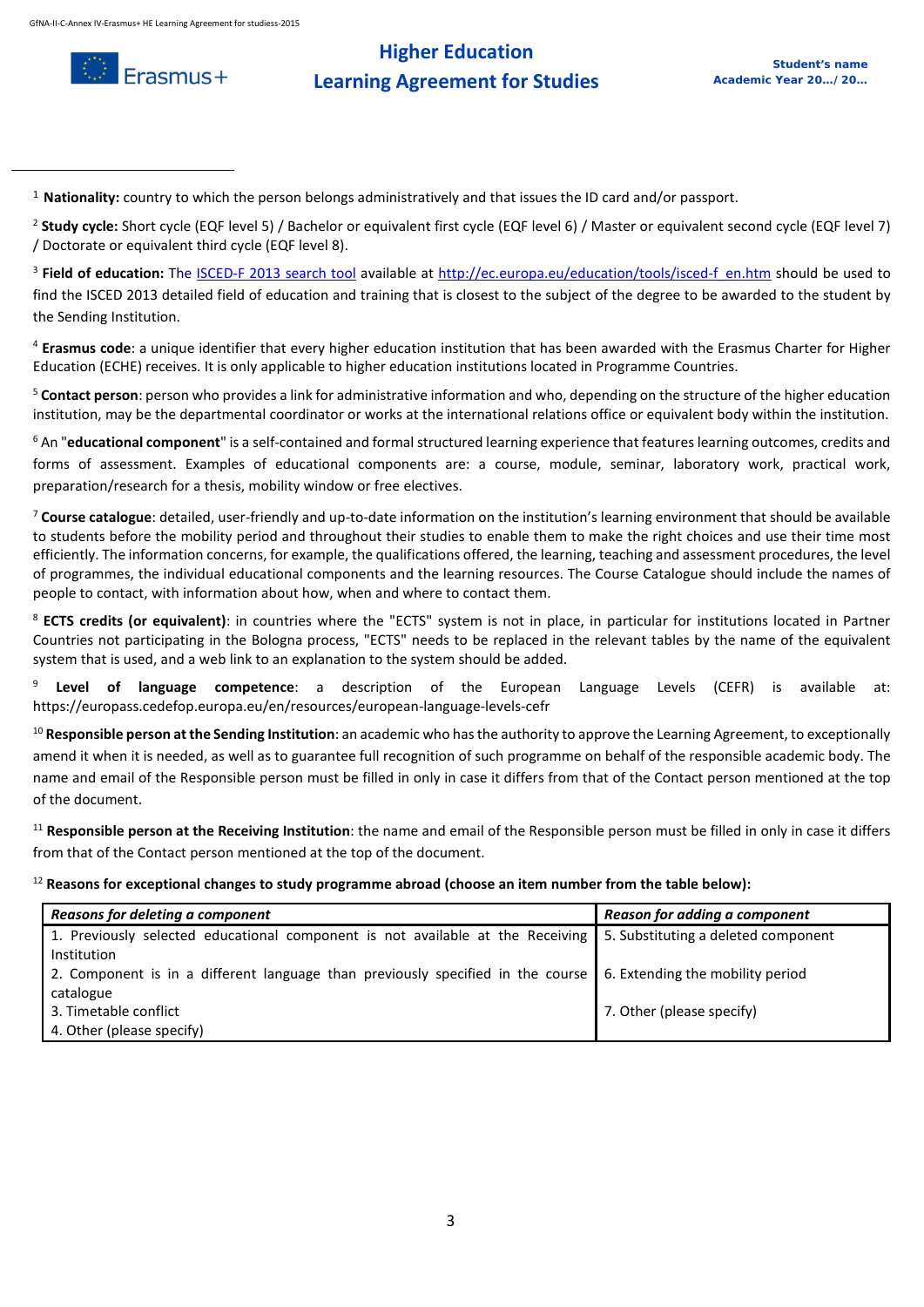[1] **Nationality:** country to which the person belongs administratively and that issues the ID card and/or passport.

[2] **Study cycle:** Short cycle (EQF level 5) / Bachelor or equivalent first cycle (EQF level 6) / Master or equivalent second cycle (EQF level 7) / Doctorate or equivalent third cycle (EQF level 8).

[3] **Field of education:** The ISCED-F 2013 search tool available at http://ec.europa.eu/education/tools/isced-f_en.htm should be used to find the ISCED 2013 detailed field of education and training that is closest to the subject of the degree to be awarded to the student by the Sending Institution.

[4] **Erasmus code**: a unique identifier that every higher education institution that has been awarded with the Erasmus Charter for Higher Education (ECHE) receives. It is only applicable to higher education institutions located in Programme Countries.

[5] **Contact person**: person who provides a link for administrative information and who, depending on the structure of the higher education institution, may be the departmental coordinator or works at the international relations office or equivalent body within the institution.

[6] An "**educational component**" is a self-contained and formal structured learning experience that features learning outcomes, credits and forms of assessment. Examples of educational components are: a course, module, seminar, laboratory work, practical work, preparation/research for a thesis, mobility window or free electives.

[7] **Course catalogue**: detailed, user-friendly and up-to-date information on the institution's learning environment that should be available to students before the mobility period and throughout their studies to enable them to make the right choices and use their time most efficiently. The information concerns, for example, the qualifications offered, the learning, teaching and assessment procedures, the level of programmes, the individual educational components and the learning resources. The Course Catalogue should include the names of people to contact, with information about how, when and where to contact them.

[8] **ECTS credits (or equivalent)**: in countries where the "ECTS" system is not in place, in particular for institutions located in Partner Countries not participating in the Bologna process, "ECTS" needs to be replaced in the relevant tables by the name of the equivalent system that is used, and a web link to an explanation to the system should be added.

[9] **Level of language competence**: a description of the European Language Levels (CEFR) is available at: https://europass.cedefop.europa.eu/en/resources/european-language-levels-cefr

[10] **Responsible person at the Sending Institution**: an academic who has the authority to approve the Learning Agreement, to exceptionally amend it when it is needed, as well as to guarantee full recognition of such programme on behalf of the responsible academic body. The name and email of the Responsible person must be filled in only in case it differs from that of the Contact person mentioned at the top of the document.

[11] **Responsible person at the Receiving Institution**: the name and email of the Responsible person must be filled in only in case it differs from that of the Contact person mentioned at the top of the document.

[12] **Reasons for exceptional changes to study programme abroad (choose an item number from the table below):**

| ***Reasons for deleting a component*** | ***Reason for adding a component*** |
|---|---|
| 1. Previously selected educational component is not available at the Receiving Institution | 5. Substituting a deleted component |
| 2. Component is in a different language than previously specified in the course catalogue | 6. Extending the mobility period |
| 3. Timetable conflict | 7. Other (please specify) |
| 4. Other (please specify) | |